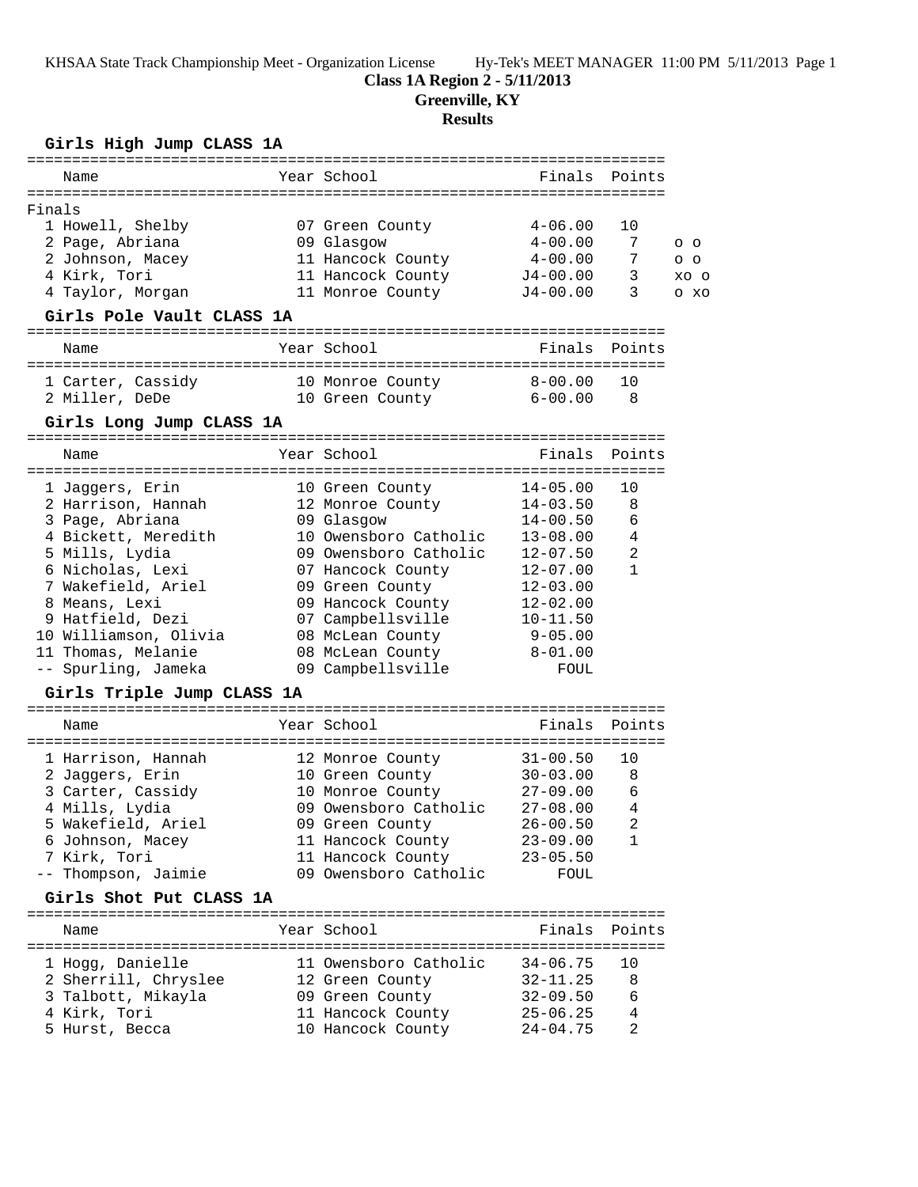KHSAA State Track Championship Meet - Organization License Hy-Tek's MEET MANAGER 11:00 PM 5/11/2013

# Class 1A Region 2 - 5/11/2013

## Greenville, KY

## Results

### Girls High Jump CLASS 1A

Finals

| Place | Name | Year | School | Finals | Points | |
|---|---|---|---|---|---|---|
| 1 | Howell, Shelby | 07 | Green County | 4-06.00 | 10 | |
| 2 | Page, Abriana | 09 | Glasgow | 4-00.00 | 7 | o o |
| 2 | Johnson, Macey | 11 | Hancock County | 4-00.00 | 7 | o o |
| 4 | Kirk, Tori | 11 | Hancock County | J4-00.00 | 3 | xo o |
| 4 | Taylor, Morgan | 11 | Monroe County | J4-00.00 | 3 | o xo |

### Girls Pole Vault CLASS 1A

| Place | Name | Year | School | Finals | Points |
|---|---|---|---|---|---|
| 1 | Carter, Cassidy | 10 | Monroe County | 8-00.00 | 10 |
| 2 | Miller, DeDe | 10 | Green County | 6-00.00 | 8 |

### Girls Long Jump CLASS 1A

| Place | Name | Year | School | Finals | Points |
|---|---|---|---|---|---|
| 1 | Jaggers, Erin | 10 | Green County | 14-05.00 | 10 |
| 2 | Harrison, Hannah | 12 | Monroe County | 14-03.50 | 8 |
| 3 | Page, Abriana | 09 | Glasgow | 14-00.50 | 6 |
| 4 | Bickett, Meredith | 10 | Owensboro Catholic | 13-08.00 | 4 |
| 5 | Mills, Lydia | 09 | Owensboro Catholic | 12-07.50 | 2 |
| 6 | Nicholas, Lexi | 07 | Hancock County | 12-07.00 | 1 |
| 7 | Wakefield, Ariel | 09 | Green County | 12-03.00 | |
| 8 | Means, Lexi | 09 | Hancock County | 12-02.00 | |
| 9 | Hatfield, Dezi | 07 | Campbellsville | 10-11.50 | |
| 10 | Williamson, Olivia | 08 | McLean County | 9-05.00 | |
| 11 | Thomas, Melanie | 08 | McLean County | 8-01.00 | |
| -- | Spurling, Jameka | 09 | Campbellsville | FOUL | |

### Girls Triple Jump CLASS 1A

| Place | Name | Year | School | Finals | Points |
|---|---|---|---|---|---|
| 1 | Harrison, Hannah | 12 | Monroe County | 31-00.50 | 10 |
| 2 | Jaggers, Erin | 10 | Green County | 30-03.00 | 8 |
| 3 | Carter, Cassidy | 10 | Monroe County | 27-09.00 | 6 |
| 4 | Mills, Lydia | 09 | Owensboro Catholic | 27-08.00 | 4 |
| 5 | Wakefield, Ariel | 09 | Green County | 26-00.50 | 2 |
| 6 | Johnson, Macey | 11 | Hancock County | 23-09.00 | 1 |
| 7 | Kirk, Tori | 11 | Hancock County | 23-05.50 | |
| -- | Thompson, Jaimie | 09 | Owensboro Catholic | FOUL | |

### Girls Shot Put CLASS 1A

| Place | Name | Year | School | Finals | Points |
|---|---|---|---|---|---|
| 1 | Hogg, Danielle | 11 | Owensboro Catholic | 34-06.75 | 10 |
| 2 | Sherrill, Chryslee | 12 | Green County | 32-11.25 | 8 |
| 3 | Talbott, Mikayla | 09 | Green County | 32-09.50 | 6 |
| 4 | Kirk, Tori | 11 | Hancock County | 25-06.25 | 4 |
| 5 | Hurst, Becca | 10 | Hancock County | 24-04.75 | 2 |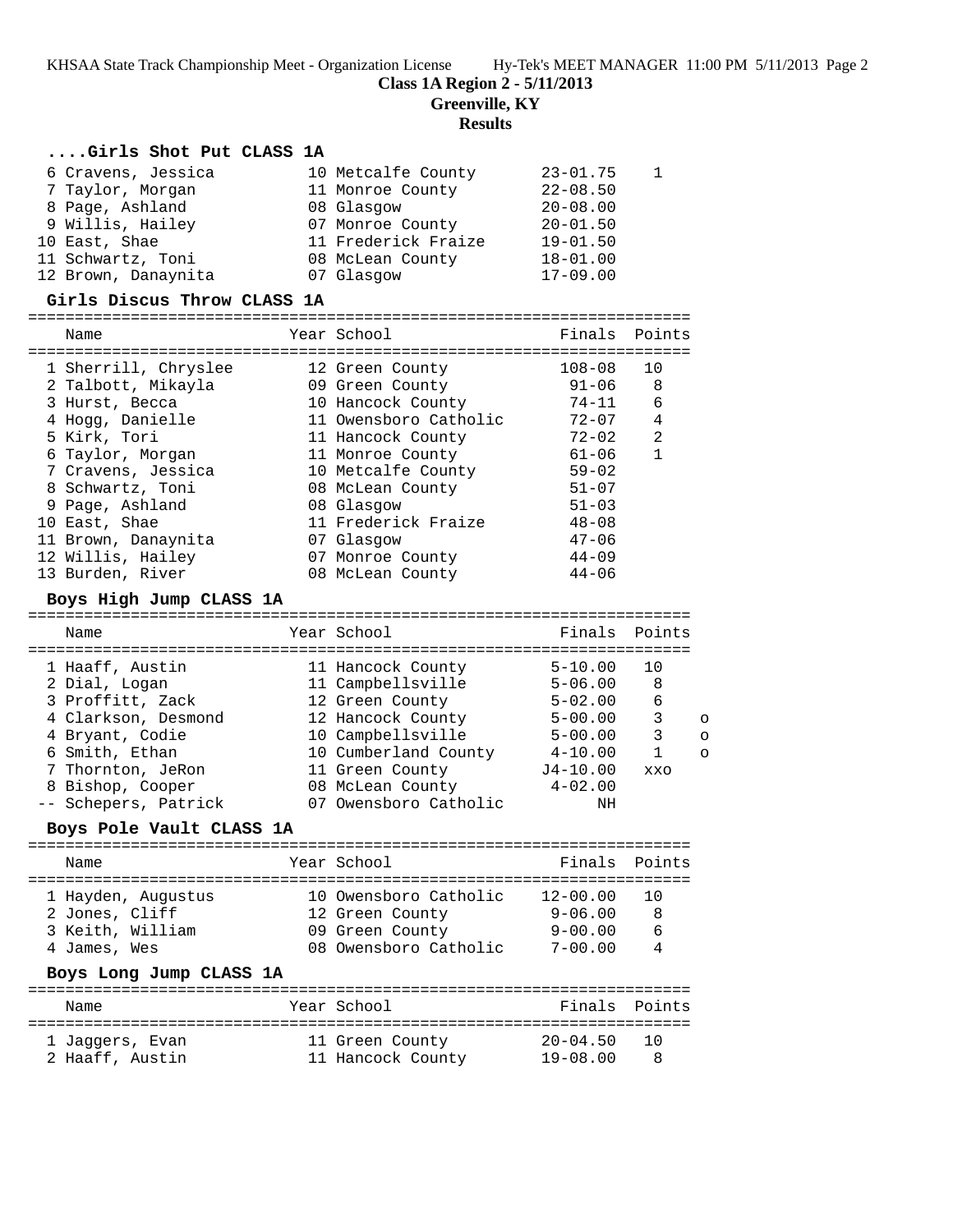## Class 1A Region 2 - 5/11/2013
## Greenville, KY
## Results

### ....Girls Shot Put CLASS 1A

| Name | Year | School | Finals | Points |
|---|---|---|---|---|
| 6 Cravens, Jessica | 10 | Metcalfe County | 23-01.75 | 1 |
| 7 Taylor, Morgan | 11 | Monroe County | 22-08.50 | |
| 8 Page, Ashland | 08 | Glasgow | 20-08.00 | |
| 9 Willis, Hailey | 07 | Monroe County | 20-01.50 | |
| 10 East, Shae | 11 | Frederick Fraize | 19-01.50 | |
| 11 Schwartz, Toni | 08 | McLean County | 18-01.00 | |
| 12 Brown, Danaynita | 07 | Glasgow | 17-09.00 | |

### Girls Discus Throw CLASS 1A

| Name | Year | School | Finals | Points |
|---|---|---|---|---|
| 1 Sherrill, Chryslee | 12 | Green County | 108-08 | 10 |
| 2 Talbott, Mikayla | 09 | Green County | 91-06 | 8 |
| 3 Hurst, Becca | 10 | Hancock County | 74-11 | 6 |
| 4 Hogg, Danielle | 11 | Owensboro Catholic | 72-07 | 4 |
| 5 Kirk, Tori | 11 | Hancock County | 72-02 | 2 |
| 6 Taylor, Morgan | 11 | Monroe County | 61-06 | 1 |
| 7 Cravens, Jessica | 10 | Metcalfe County | 59-02 | |
| 8 Schwartz, Toni | 08 | McLean County | 51-07 | |
| 9 Page, Ashland | 08 | Glasgow | 51-03 | |
| 10 East, Shae | 11 | Frederick Fraize | 48-08 | |
| 11 Brown, Danaynita | 07 | Glasgow | 47-06 | |
| 12 Willis, Hailey | 07 | Monroe County | 44-09 | |
| 13 Burden, River | 08 | McLean County | 44-06 | |

### Boys High Jump CLASS 1A

| Name | Year | School | Finals | Points | |
|---|---|---|---|---|---|
| 1 Haaff, Austin | 11 | Hancock County | 5-10.00 | 10 | |
| 2 Dial, Logan | 11 | Campbellsville | 5-06.00 | 8 | |
| 3 Proffitt, Zack | 12 | Green County | 5-02.00 | 6 | |
| 4 Clarkson, Desmond | 12 | Hancock County | 5-00.00 | 3 | o |
| 4 Bryant, Codie | 10 | Campbellsville | 5-00.00 | 3 | o |
| 6 Smith, Ethan | 10 | Cumberland County | 4-10.00 | 1 | o |
| 7 Thornton, JeRon | 11 | Green County | J4-10.00 | xxo | |
| 8 Bishop, Cooper | 08 | McLean County | 4-02.00 | | |
| -- Schepers, Patrick | 07 | Owensboro Catholic | NH | | |

### Boys Pole Vault CLASS 1A

| Name | Year | School | Finals | Points |
|---|---|---|---|---|
| 1 Hayden, Augustus | 10 | Owensboro Catholic | 12-00.00 | 10 |
| 2 Jones, Cliff | 12 | Green County | 9-06.00 | 8 |
| 3 Keith, William | 09 | Green County | 9-00.00 | 6 |
| 4 James, Wes | 08 | Owensboro Catholic | 7-00.00 | 4 |

### Boys Long Jump CLASS 1A

| Name | Year | School | Finals | Points |
|---|---|---|---|---|
| 1 Jaggers, Evan | 11 | Green County | 20-04.50 | 10 |
| 2 Haaff, Austin | 11 | Hancock County | 19-08.00 | 8 |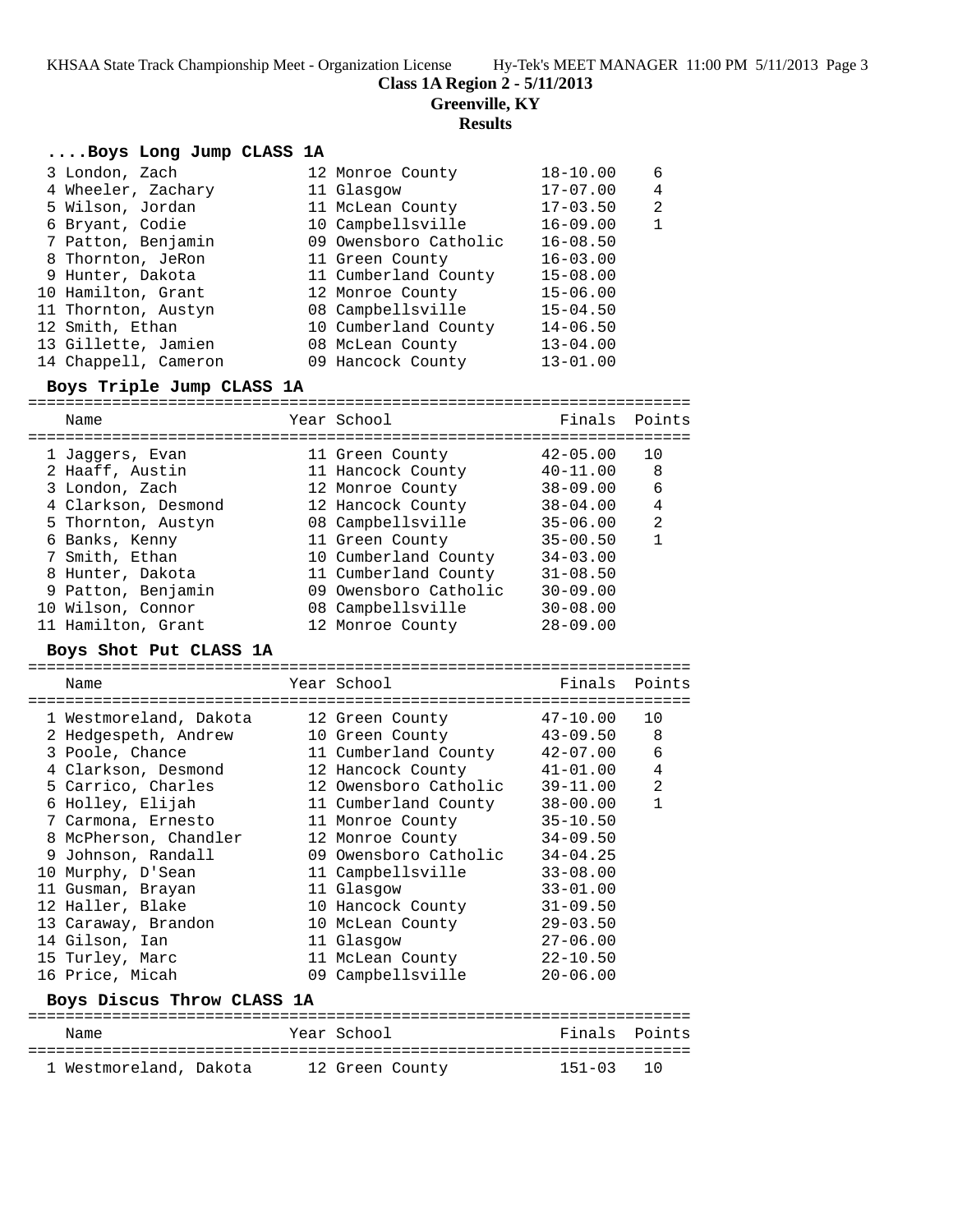**Class 1A Region 2 - 5/11/2013**

**Greenville, KY**

**Results**

### ....Boys Long Jump CLASS 1A

| Place | Name | Year | School | Finals | Points |
|---|---|---|---|---|---|
| 3 | London, Zach | 12 | Monroe County | 18-10.00 | 6 |
| 4 | Wheeler, Zachary | 11 | Glasgow | 17-07.00 | 4 |
| 5 | Wilson, Jordan | 11 | McLean County | 17-03.50 | 2 |
| 6 | Bryant, Codie | 10 | Campbellsville | 16-09.00 | 1 |
| 7 | Patton, Benjamin | 09 | Owensboro Catholic | 16-08.50 | |
| 8 | Thornton, JeRon | 11 | Green County | 16-03.00 | |
| 9 | Hunter, Dakota | 11 | Cumberland County | 15-08.00 | |
| 10 | Hamilton, Grant | 12 | Monroe County | 15-06.00 | |
| 11 | Thornton, Austyn | 08 | Campbellsville | 15-04.50 | |
| 12 | Smith, Ethan | 10 | Cumberland County | 14-06.50 | |
| 13 | Gillette, Jamien | 08 | McLean County | 13-04.00 | |
| 14 | Chappell, Cameron | 09 | Hancock County | 13-01.00 | |

### Boys Triple Jump CLASS 1A

| Place | Name | Year | School | Finals | Points |
|---|---|---|---|---|---|
| 1 | Jaggers, Evan | 11 | Green County | 42-05.00 | 10 |
| 2 | Haaff, Austin | 11 | Hancock County | 40-11.00 | 8 |
| 3 | London, Zach | 12 | Monroe County | 38-09.00 | 6 |
| 4 | Clarkson, Desmond | 12 | Hancock County | 38-04.00 | 4 |
| 5 | Thornton, Austyn | 08 | Campbellsville | 35-06.00 | 2 |
| 6 | Banks, Kenny | 11 | Green County | 35-00.50 | 1 |
| 7 | Smith, Ethan | 10 | Cumberland County | 34-03.00 | |
| 8 | Hunter, Dakota | 11 | Cumberland County | 31-08.50 | |
| 9 | Patton, Benjamin | 09 | Owensboro Catholic | 30-09.00 | |
| 10 | Wilson, Connor | 08 | Campbellsville | 30-08.00 | |
| 11 | Hamilton, Grant | 12 | Monroe County | 28-09.00 | |

### Boys Shot Put CLASS 1A

| Place | Name | Year | School | Finals | Points |
|---|---|---|---|---|---|
| 1 | Westmoreland, Dakota | 12 | Green County | 47-10.00 | 10 |
| 2 | Hedgespeth, Andrew | 10 | Green County | 43-09.50 | 8 |
| 3 | Poole, Chance | 11 | Cumberland County | 42-07.00 | 6 |
| 4 | Clarkson, Desmond | 12 | Hancock County | 41-01.00 | 4 |
| 5 | Carrico, Charles | 12 | Owensboro Catholic | 39-11.00 | 2 |
| 6 | Holley, Elijah | 11 | Cumberland County | 38-00.00 | 1 |
| 7 | Carmona, Ernesto | 11 | Monroe County | 35-10.50 | |
| 8 | McPherson, Chandler | 12 | Monroe County | 34-09.50 | |
| 9 | Johnson, Randall | 09 | Owensboro Catholic | 34-04.25 | |
| 10 | Murphy, D'Sean | 11 | Campbellsville | 33-08.00 | |
| 11 | Gusman, Brayan | 11 | Glasgow | 33-01.00 | |
| 12 | Haller, Blake | 10 | Hancock County | 31-09.50 | |
| 13 | Caraway, Brandon | 10 | McLean County | 29-03.50 | |
| 14 | Gilson, Ian | 11 | Glasgow | 27-06.00 | |
| 15 | Turley, Marc | 11 | McLean County | 22-10.50 | |
| 16 | Price, Micah | 09 | Campbellsville | 20-06.00 | |

### Boys Discus Throw CLASS 1A

| Place | Name | Year | School | Finals | Points |
|---|---|---|---|---|---|
| 1 | Westmoreland, Dakota | 12 | Green County | 151-03 | 10 |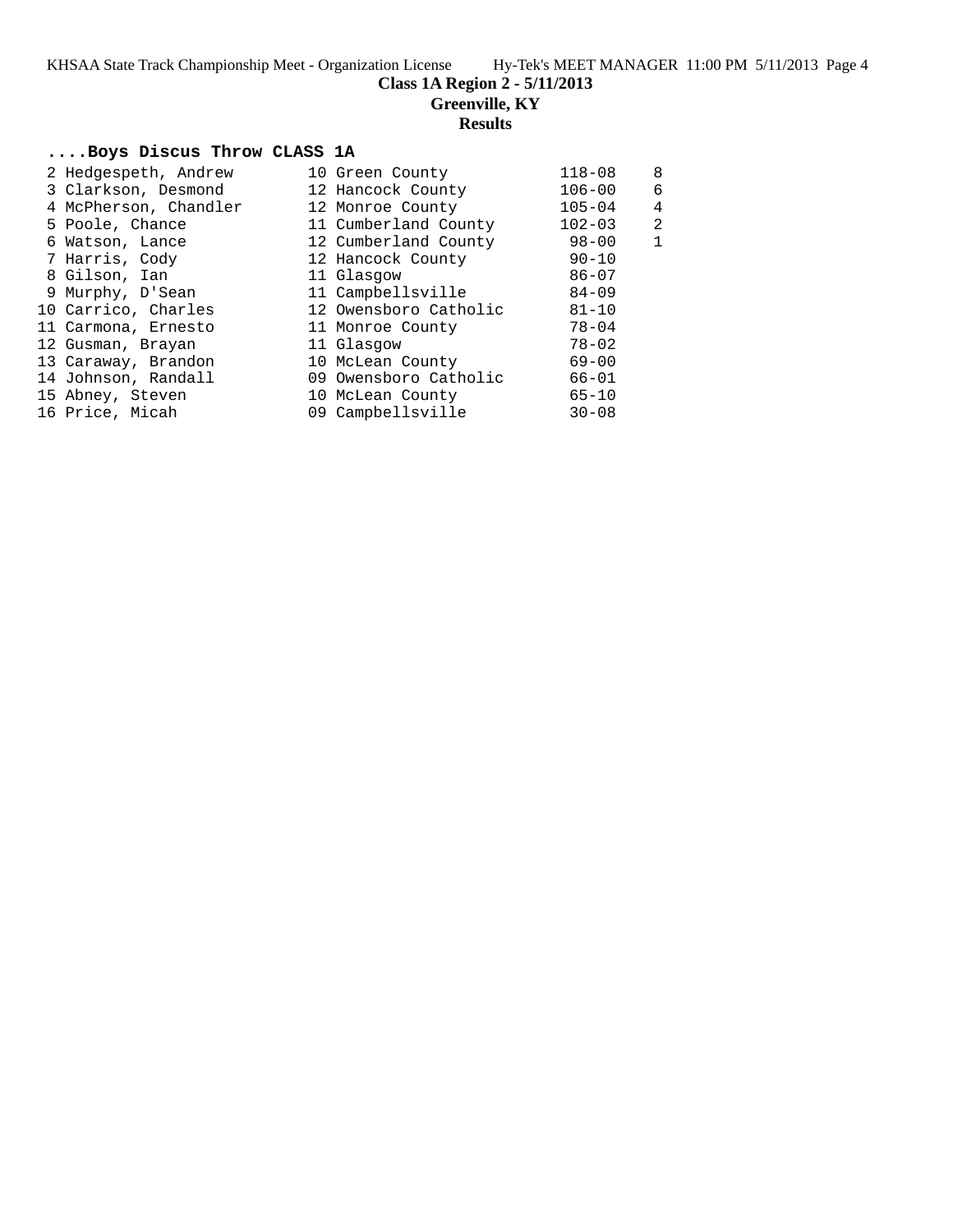**Class 1A Region 2 - 5/11/2013**

**Greenville, KY**

**Results**

### ....Boys Discus Throw CLASS 1A

| | | | | | |
|---|---|---|---|---|---|
| 2 | Hedgespeth, Andrew | 10 | Green County | 118-08 | 8 |
| 3 | Clarkson, Desmond | 12 | Hancock County | 106-00 | 6 |
| 4 | McPherson, Chandler | 12 | Monroe County | 105-04 | 4 |
| 5 | Poole, Chance | 11 | Cumberland County | 102-03 | 2 |
| 6 | Watson, Lance | 12 | Cumberland County | 98-00 | 1 |
| 7 | Harris, Cody | 12 | Hancock County | 90-10 | |
| 8 | Gilson, Ian | 11 | Glasgow | 86-07 | |
| 9 | Murphy, D'Sean | 11 | Campbellsville | 84-09 | |
| 10 | Carrico, Charles | 12 | Owensboro Catholic | 81-10 | |
| 11 | Carmona, Ernesto | 11 | Monroe County | 78-04 | |
| 12 | Gusman, Brayan | 11 | Glasgow | 78-02 | |
| 13 | Caraway, Brandon | 10 | McLean County | 69-00 | |
| 14 | Johnson, Randall | 09 | Owensboro Catholic | 66-01 | |
| 15 | Abney, Steven | 10 | McLean County | 65-10 | |
| 16 | Price, Micah | 09 | Campbellsville | 30-08 | |